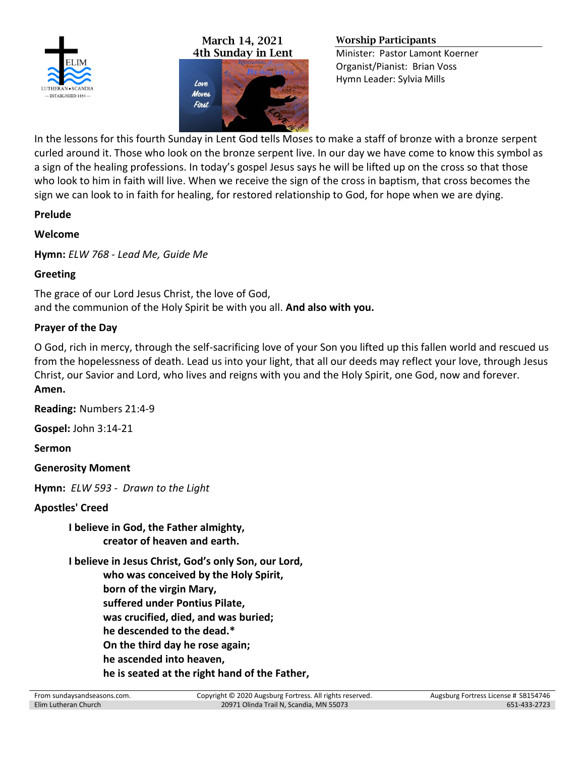**March 14, 2021**
**4th Sunday in Lent**

**Worship Participants**

Minister: Pastor Lamont Koerner
Organist/Pianist: Brian Voss
Hymn Leader: Sylvia Mills

In the lessons for this fourth Sunday in Lent God tells Moses to make a staff of bronze with a bronze serpent curled around it. Those who look on the bronze serpent live. In our day we have come to know this symbol as a sign of the healing professions. In today's gospel Jesus says he will be lifted up on the cross so that those who look to him in faith will live. When we receive the sign of the cross in baptism, that cross becomes the sign we can look to in faith for healing, for restored relationship to God, for hope when we are dying.

**Prelude**

**Welcome**

**Hymn:** *ELW 768 - Lead Me, Guide Me*

**Greeting**

The grace of our Lord Jesus Christ, the love of God,
and the communion of the Holy Spirit be with you all. **And also with you.**

**Prayer of the Day**

O God, rich in mercy, through the self-sacrificing love of your Son you lifted up this fallen world and rescued us from the hopelessness of death. Lead us into your light, that all our deeds may reflect your love, through Jesus Christ, our Savior and Lord, who lives and reigns with you and the Holy Spirit, one God, now and forever.
**Amen.**

**Reading:** Numbers 21:4-9

**Gospel:** John 3:14-21

**Sermon**

**Generosity Moment**

**Hymn:** *ELW 593 - Drawn to the Light*

**Apostles' Creed**

**I believe in God, the Father almighty,**
**creator of heaven and earth.**

**I believe in Jesus Christ, God's only Son, our Lord,**
**who was conceived by the Holy Spirit,**
**born of the virgin Mary,**
**suffered under Pontius Pilate,**
**was crucified, died, and was buried;**
**he descended to the dead.***
**On the third day he rose again;**
**he ascended into heaven,**
**he is seated at the right hand of the Father,**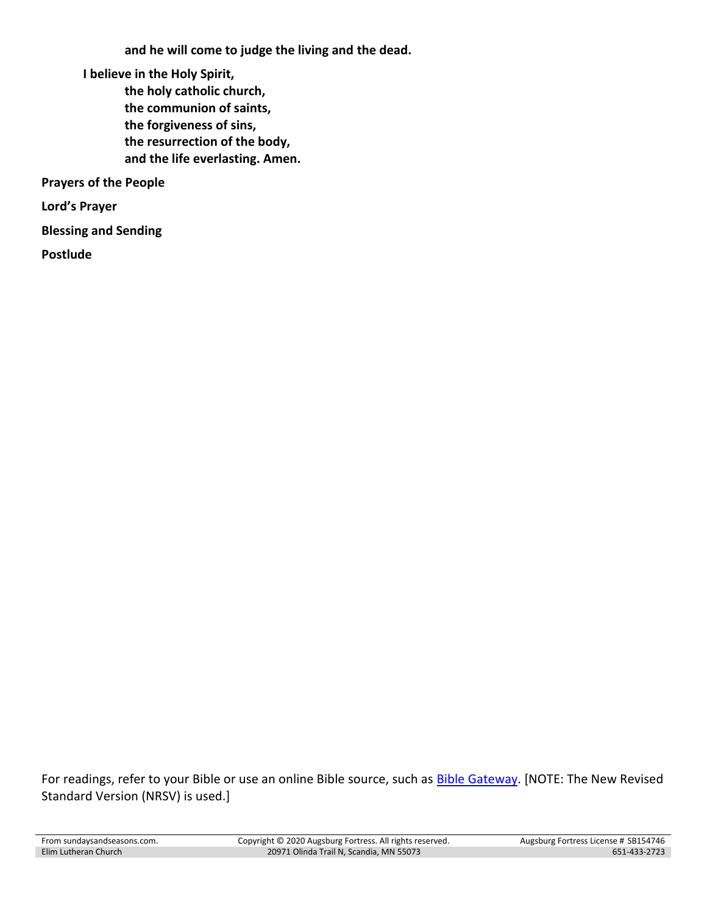**and he will come to judge the living and the dead.**

**I believe in the Holy Spirit,**
**the holy catholic church,**
**the communion of saints,**
**the forgiveness of sins,**
**the resurrection of the body,**
**and the life everlasting. Amen.**

**Prayers of the People**

**Lord's Prayer**

**Blessing and Sending**

**Postlude**

For readings, refer to your Bible or use an online Bible source, such as [Bible Gateway]. [NOTE: The New Revised Standard Version (NRSV) is used.]